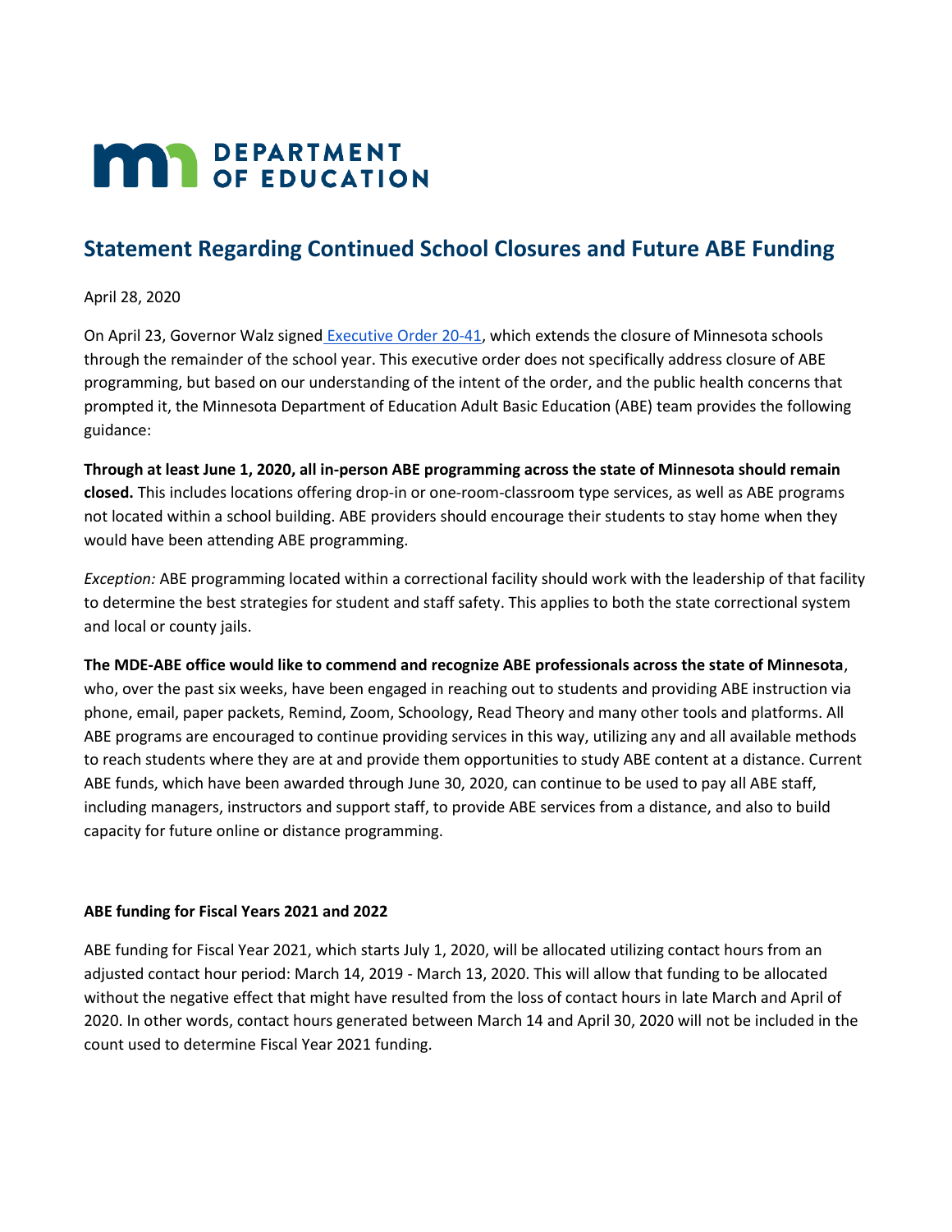MN DEPARTMENT OF EDUCATION

# Statement Regarding Continued School Closures and Future ABE Funding

April 28, 2020

On April 23, Governor Walz signed Executive Order 20-41, which extends the closure of Minnesota schools through the remainder of the school year. This executive order does not specifically address closure of ABE programming, but based on our understanding of the intent of the order, and the public health concerns that prompted it, the Minnesota Department of Education Adult Basic Education (ABE) team provides the following guidance:

**Through at least June 1, 2020, all in-person ABE programming across the state of Minnesota should remain closed.** This includes locations offering drop-in or one-room-classroom type services, as well as ABE programs not located within a school building. ABE providers should encourage their students to stay home when they would have been attending ABE programming.

*Exception:* ABE programming located within a correctional facility should work with the leadership of that facility to determine the best strategies for student and staff safety. This applies to both the state correctional system and local or county jails.

**The MDE-ABE office would like to commend and recognize ABE professionals across the state of Minnesota**, who, over the past six weeks, have been engaged in reaching out to students and providing ABE instruction via phone, email, paper packets, Remind, Zoom, Schoology, Read Theory and many other tools and platforms. All ABE programs are encouraged to continue providing services in this way, utilizing any and all available methods to reach students where they are at and provide them opportunities to study ABE content at a distance. Current ABE funds, which have been awarded through June 30, 2020, can continue to be used to pay all ABE staff, including managers, instructors and support staff, to provide ABE services from a distance, and also to build capacity for future online or distance programming.

**ABE funding for Fiscal Years 2021 and 2022**

ABE funding for Fiscal Year 2021, which starts July 1, 2020, will be allocated utilizing contact hours from an adjusted contact hour period: March 14, 2019 - March 13, 2020. This will allow that funding to be allocated without the negative effect that might have resulted from the loss of contact hours in late March and April of 2020. In other words, contact hours generated between March 14 and April 30, 2020 will not be included in the count used to determine Fiscal Year 2021 funding.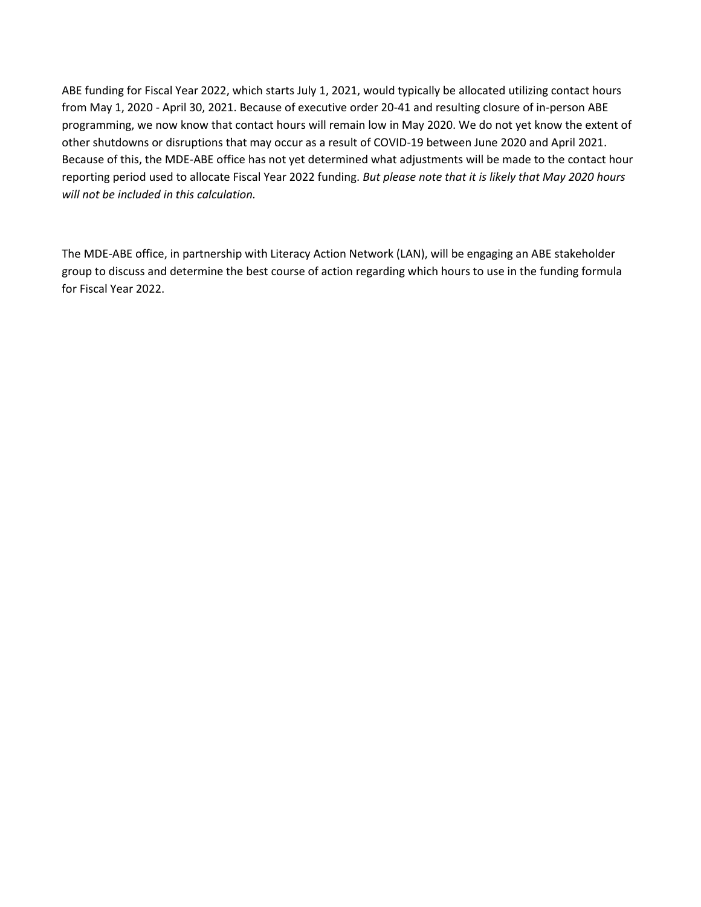ABE funding for Fiscal Year 2022, which starts July 1, 2021, would typically be allocated utilizing contact hours from May 1, 2020 - April 30, 2021. Because of executive order 20-41 and resulting closure of in-person ABE programming, we now know that contact hours will remain low in May 2020. We do not yet know the extent of other shutdowns or disruptions that may occur as a result of COVID-19 between June 2020 and April 2021. Because of this, the MDE-ABE office has not yet determined what adjustments will be made to the contact hour reporting period used to allocate Fiscal Year 2022 funding. *But please note that it is likely that May 2020 hours will not be included in this calculation.*

The MDE-ABE office, in partnership with Literacy Action Network (LAN), will be engaging an ABE stakeholder group to discuss and determine the best course of action regarding which hours to use in the funding formula for Fiscal Year 2022.